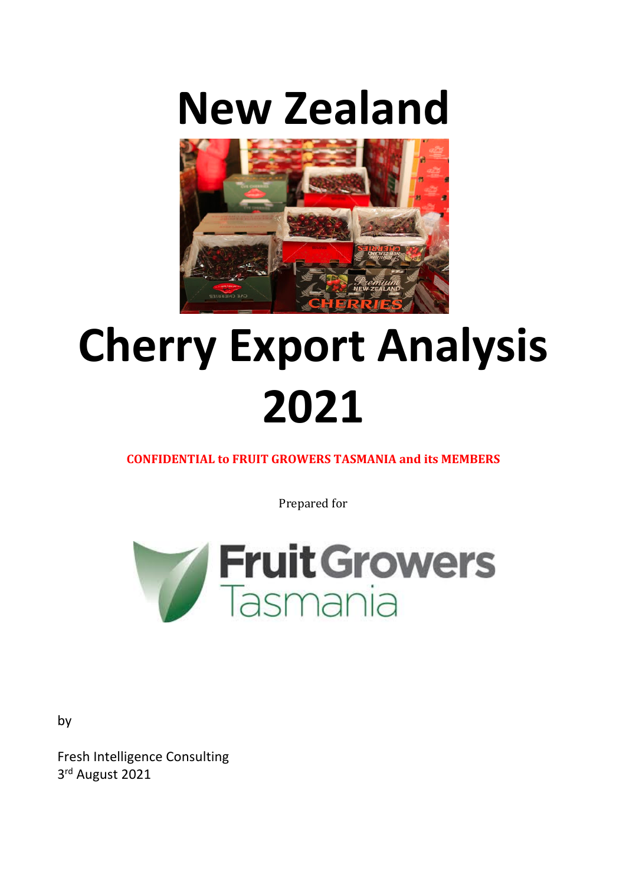# New Zealand

# Cherry Export Analysis 2021

**CONFIDENTIAL to FRUIT GROWERS TASMANIA and its MEMBERS**

Prepared for

Fruit Growers Tasmania

by

Fresh Intelligence Consulting
3rd August 2021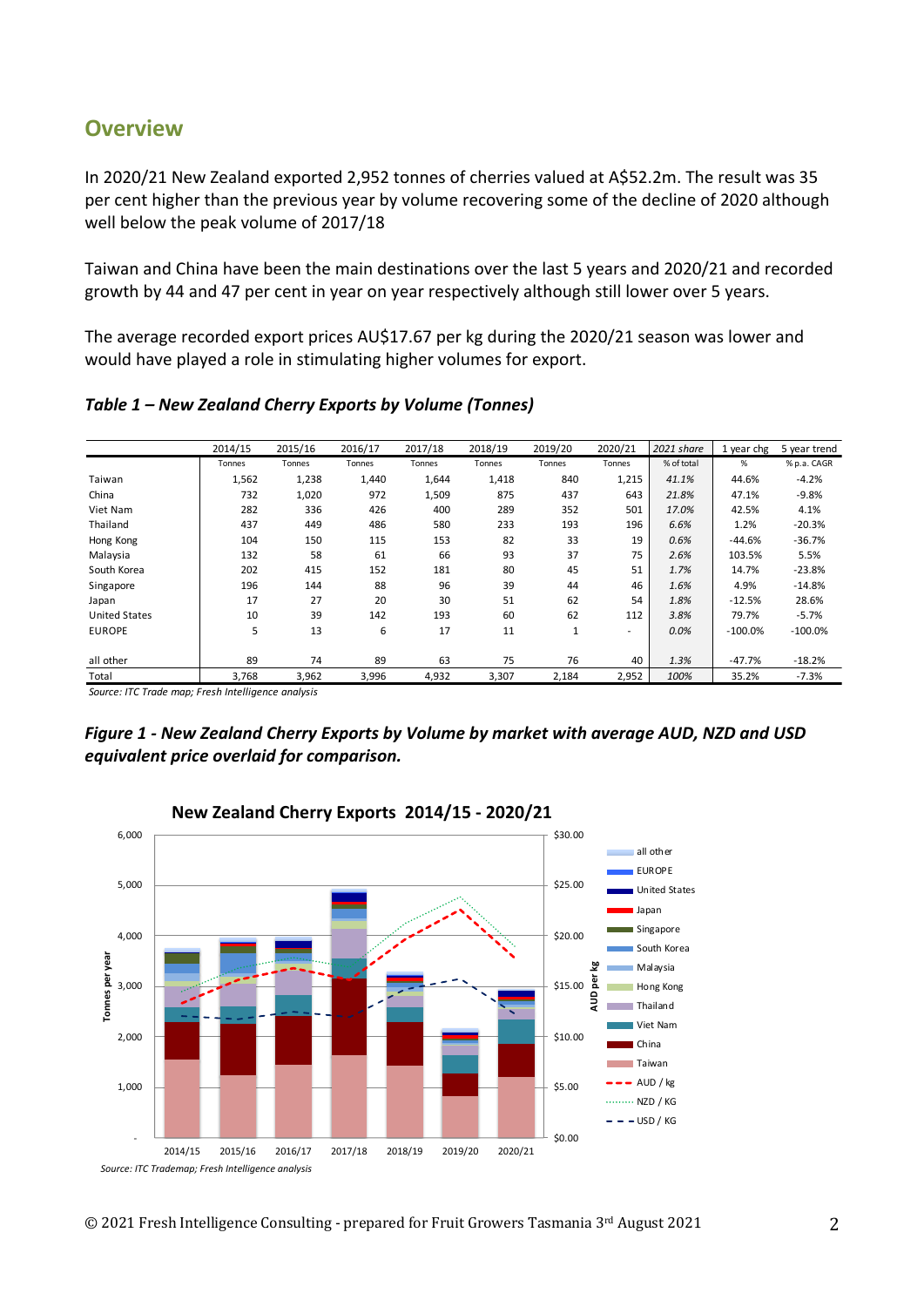## Overview

In 2020/21 New Zealand exported 2,952 tonnes of cherries valued at A$52.2m. The result was 35 per cent higher than the previous year by volume recovering some of the decline of 2020 although well below the peak volume of 2017/18

Taiwan and China have been the main destinations over the last 5 years and 2020/21 and recorded growth by 44 and 47 per cent in year on year respectively although still lower over 5 years.

The average recorded export prices AU$17.67 per kg during the 2020/21 season was lower and would have played a role in stimulating higher volumes for export.

***Table 1 – New Zealand Cherry Exports by Volume (Tonnes)***

| | 2014/15 | 2015/16 | 2016/17 | 2017/18 | 2018/19 | 2019/20 | 2020/21 | *2021 share* | 1 year chg | 5 year trend |
|---|---|---|---|---|---|---|---|---|---|---|
| | Tonnes | Tonnes | Tonnes | Tonnes | Tonnes | Tonnes | Tonnes | % of total | % | % p.a. CAGR |
| Taiwan | 1,562 | 1,238 | 1,440 | 1,644 | 1,418 | 840 | 1,215 | *41.1%* | 44.6% | -4.2% |
| China | 732 | 1,020 | 972 | 1,509 | 875 | 437 | 643 | *21.8%* | 47.1% | -9.8% |
| Viet Nam | 282 | 336 | 426 | 400 | 289 | 352 | 501 | *17.0%* | 42.5% | 4.1% |
| Thailand | 437 | 449 | 486 | 580 | 233 | 193 | 196 | *6.6%* | 1.2% | -20.3% |
| Hong Kong | 104 | 150 | 115 | 153 | 82 | 33 | 19 | *0.6%* | -44.6% | -36.7% |
| Malaysia | 132 | 58 | 61 | 66 | 93 | 37 | 75 | *2.6%* | 103.5% | 5.5% |
| South Korea | 202 | 415 | 152 | 181 | 80 | 45 | 51 | *1.7%* | 14.7% | -23.8% |
| Singapore | 196 | 144 | 88 | 96 | 39 | 44 | 46 | *1.6%* | 4.9% | -14.8% |
| Japan | 17 | 27 | 20 | 30 | 51 | 62 | 54 | *1.8%* | -12.5% | 28.6% |
| United States | 10 | 39 | 142 | 193 | 60 | 62 | 112 | *3.8%* | 79.7% | -5.7% |
| EUROPE | 5 | 13 | 6 | 17 | 11 | 1 | - | *0.0%* | -100.0% | -100.0% |
| all other | 89 | 74 | 89 | 63 | 75 | 76 | 40 | *1.3%* | -47.7% | -18.2% |
| Total | 3,768 | 3,962 | 3,996 | 4,932 | 3,307 | 2,184 | 2,952 | *100%* | 35.2% | -7.3% |

*Source: ITC Trade map; Fresh Intelligence analysis*

***Figure 1 - New Zealand Cherry Exports by Volume by market with average AUD, NZD and USD equivalent price overlaid for comparison.***

*Source: ITC Trademap; Fresh Intelligence analysis*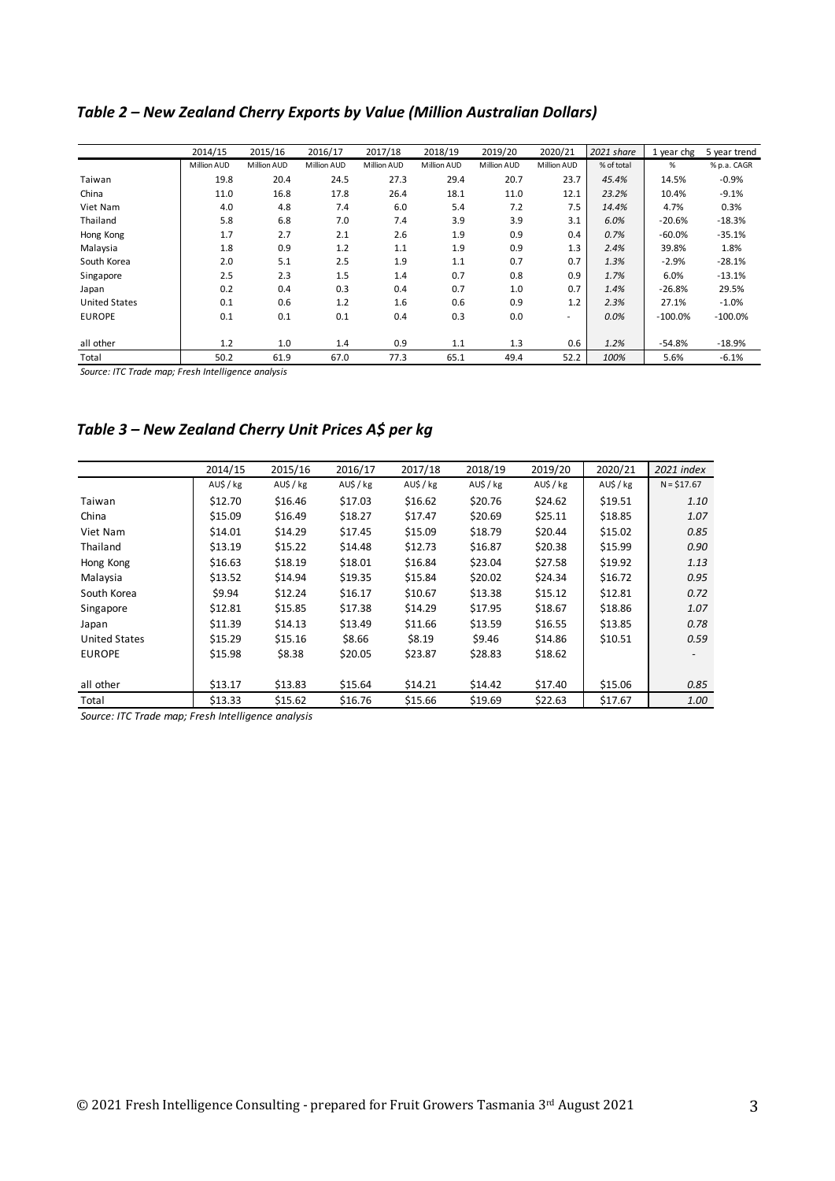## *Table 2 – New Zealand Cherry Exports by Value (Million Australian Dollars)*

| | 2014/15 | 2015/16 | 2016/17 | 2017/18 | 2018/19 | 2019/20 | 2020/21 | *2021 share* | 1 year chg | 5 year trend |
|---|---|---|---|---|---|---|---|---|---|---|
| | Million AUD | Million AUD | Million AUD | Million AUD | Million AUD | Million AUD | Million AUD | % of total | % | % p.a. CAGR |
| Taiwan | 19.8 | 20.4 | 24.5 | 27.3 | 29.4 | 20.7 | 23.7 | *45.4%* | 14.5% | -0.9% |
| China | 11.0 | 16.8 | 17.8 | 26.4 | 18.1 | 11.0 | 12.1 | *23.2%* | 10.4% | -9.1% |
| Viet Nam | 4.0 | 4.8 | 7.4 | 6.0 | 5.4 | 7.2 | 7.5 | *14.4%* | 4.7% | 0.3% |
| Thailand | 5.8 | 6.8 | 7.0 | 7.4 | 3.9 | 3.9 | 3.1 | *6.0%* | -20.6% | -18.3% |
| Hong Kong | 1.7 | 2.7 | 2.1 | 2.6 | 1.9 | 0.9 | 0.4 | *0.7%* | -60.0% | -35.1% |
| Malaysia | 1.8 | 0.9 | 1.2 | 1.1 | 1.9 | 0.9 | 1.3 | *2.4%* | 39.8% | 1.8% |
| South Korea | 2.0 | 5.1 | 2.5 | 1.9 | 1.1 | 0.7 | 0.7 | *1.3%* | -2.9% | -28.1% |
| Singapore | 2.5 | 2.3 | 1.5 | 1.4 | 0.7 | 0.8 | 0.9 | *1.7%* | 6.0% | -13.1% |
| Japan | 0.2 | 0.4 | 0.3 | 0.4 | 0.7 | 1.0 | 0.7 | *1.4%* | -26.8% | 29.5% |
| United States | 0.1 | 0.6 | 1.2 | 1.6 | 0.6 | 0.9 | 1.2 | *2.3%* | 27.1% | -1.0% |
| EUROPE | 0.1 | 0.1 | 0.1 | 0.4 | 0.3 | 0.0 | - | *0.0%* | -100.0% | -100.0% |
| all other | 1.2 | 1.0 | 1.4 | 0.9 | 1.1 | 1.3 | 0.6 | *1.2%* | -54.8% | -18.9% |
| Total | 50.2 | 61.9 | 67.0 | 77.3 | 65.1 | 49.4 | 52.2 | *100%* | 5.6% | -6.1% |

*Source: ITC Trade map; Fresh Intelligence analysis*

## *Table 3 – New Zealand Cherry Unit Prices A$ per kg*

| | 2014/15 | 2015/16 | 2016/17 | 2017/18 | 2018/19 | 2019/20 | 2020/21 | *2021 index* |
|---|---|---|---|---|---|---|---|---|
| | AU$ / kg | AU$ / kg | AU$ / kg | AU$ / kg | AU$ / kg | AU$ / kg | AU$ / kg | N = $17.67 |
| Taiwan | $12.70 | $16.46 | $17.03 | $16.62 | $20.76 | $24.62 | $19.51 | *1.10* |
| China | $15.09 | $16.49 | $18.27 | $17.47 | $20.69 | $25.11 | $18.85 | *1.07* |
| Viet Nam | $14.01 | $14.29 | $17.45 | $15.09 | $18.79 | $20.44 | $15.02 | *0.85* |
| Thailand | $13.19 | $15.22 | $14.48 | $12.73 | $16.87 | $20.38 | $15.99 | *0.90* |
| Hong Kong | $16.63 | $18.19 | $18.01 | $16.84 | $23.04 | $27.58 | $19.92 | *1.13* |
| Malaysia | $13.52 | $14.94 | $19.35 | $15.84 | $20.02 | $24.34 | $16.72 | *0.95* |
| South Korea | $9.94 | $12.24 | $16.17 | $10.67 | $13.38 | $15.12 | $12.81 | *0.72* |
| Singapore | $12.81 | $15.85 | $17.38 | $14.29 | $17.95 | $18.67 | $18.86 | *1.07* |
| Japan | $11.39 | $14.13 | $13.49 | $11.66 | $13.59 | $16.55 | $13.85 | *0.78* |
| United States | $15.29 | $15.16 | $8.66 | $8.19 | $9.46 | $14.86 | $10.51 | *0.59* |
| EUROPE | $15.98 | $8.38 | $20.05 | $23.87 | $28.83 | $18.62 | | - |
| all other | $13.17 | $13.83 | $15.64 | $14.21 | $14.42 | $17.40 | $15.06 | *0.85* |
| Total | $13.33 | $15.62 | $16.76 | $15.66 | $19.69 | $22.63 | $17.67 | *1.00* |

*Source: ITC Trade map; Fresh Intelligence analysis*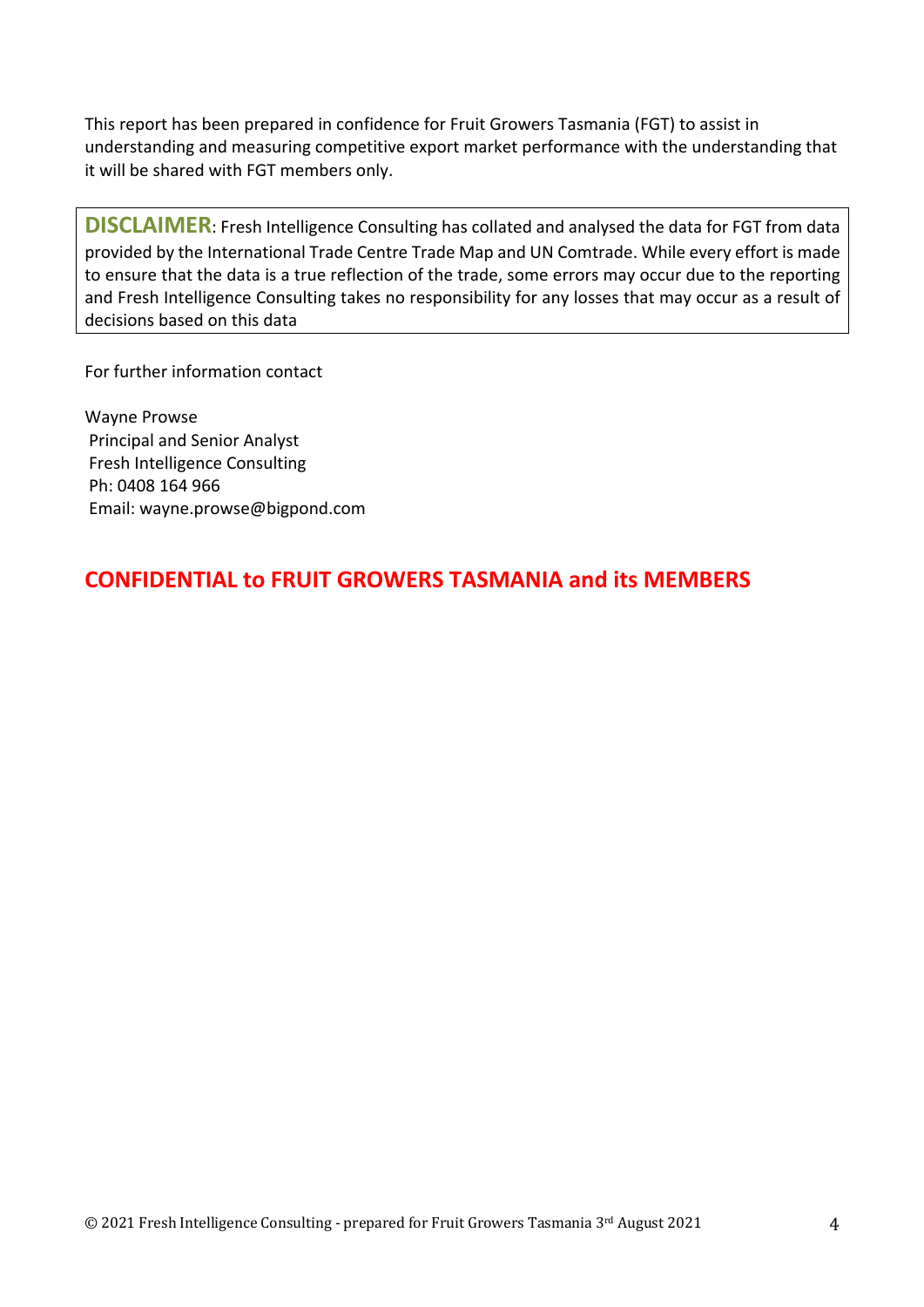This report has been prepared in confidence for Fruit Growers Tasmania (FGT) to assist in understanding and measuring competitive export market performance with the understanding that it will be shared with FGT members only.

**DISCLAIMER**: Fresh Intelligence Consulting has collated and analysed the data for FGT from data provided by the International Trade Centre Trade Map and UN Comtrade. While every effort is made to ensure that the data is a true reflection of the trade, some errors may occur due to the reporting and Fresh Intelligence Consulting takes no responsibility for any losses that may occur as a result of decisions based on this data

For further information contact

Wayne Prowse
Principal and Senior Analyst
Fresh Intelligence Consulting
Ph: 0408 164 966
Email: wayne.prowse@bigpond.com

## CONFIDENTIAL to FRUIT GROWERS TASMANIA and its MEMBERS